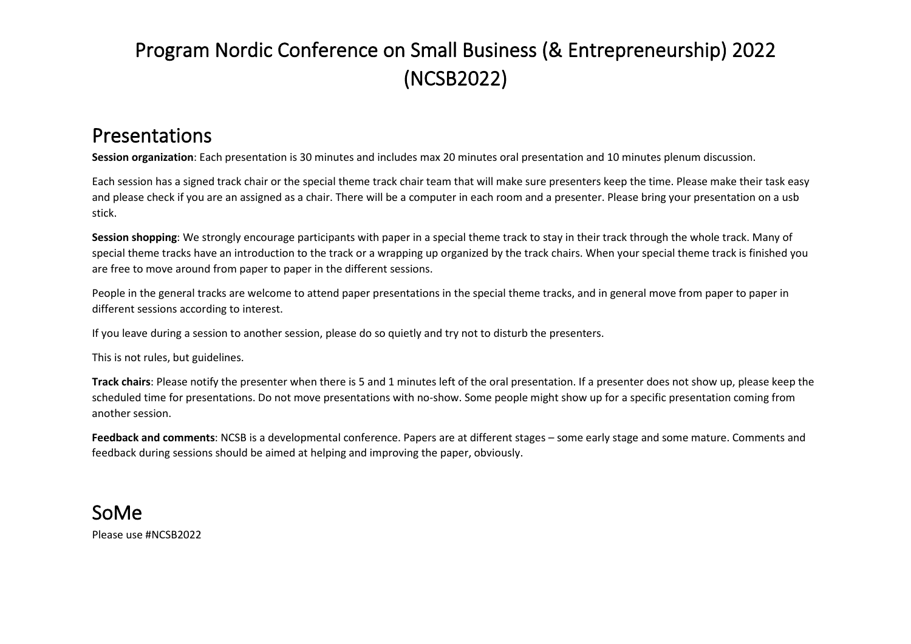# Program Nordic Conference on Small Business (& Entrepreneurship) 2022 (NCSB2022)

## Presentations

**Session organization**: Each presentation is 30 minutes and includes max 20 minutes oral presentation and 10 minutes plenum discussion.

Each session has a signed track chair or the special theme track chair team that will make sure presenters keep the time. Please make their task easy and please check if you are an assigned as a chair. There will be a computer in each room and a presenter. Please bring your presentation on a usb stick.

**Session shopping**: We strongly encourage participants with paper in a special theme track to stay in their track through the whole track. Many of special theme tracks have an introduction to the track or a wrapping up organized by the track chairs. When your special theme track is finished you are free to move around from paper to paper in the different sessions.

People in the general tracks are welcome to attend paper presentations in the special theme tracks, and in general move from paper to paper in different sessions according to interest.

If you leave during a session to another session, please do so quietly and try not to disturb the presenters.

This is not rules, but guidelines.

**Track chairs**: Please notify the presenter when there is 5 and 1 minutes left of the oral presentation. If a presenter does not show up, please keep the scheduled time for presentations. Do not move presentations with no-show. Some people might show up for a specific presentation coming from another session.

**Feedback and comments**: NCSB is a developmental conference. Papers are at different stages – some early stage and some mature. Comments and feedback during sessions should be aimed at helping and improving the paper, obviously.

## SoMe

Please use #NCSB2022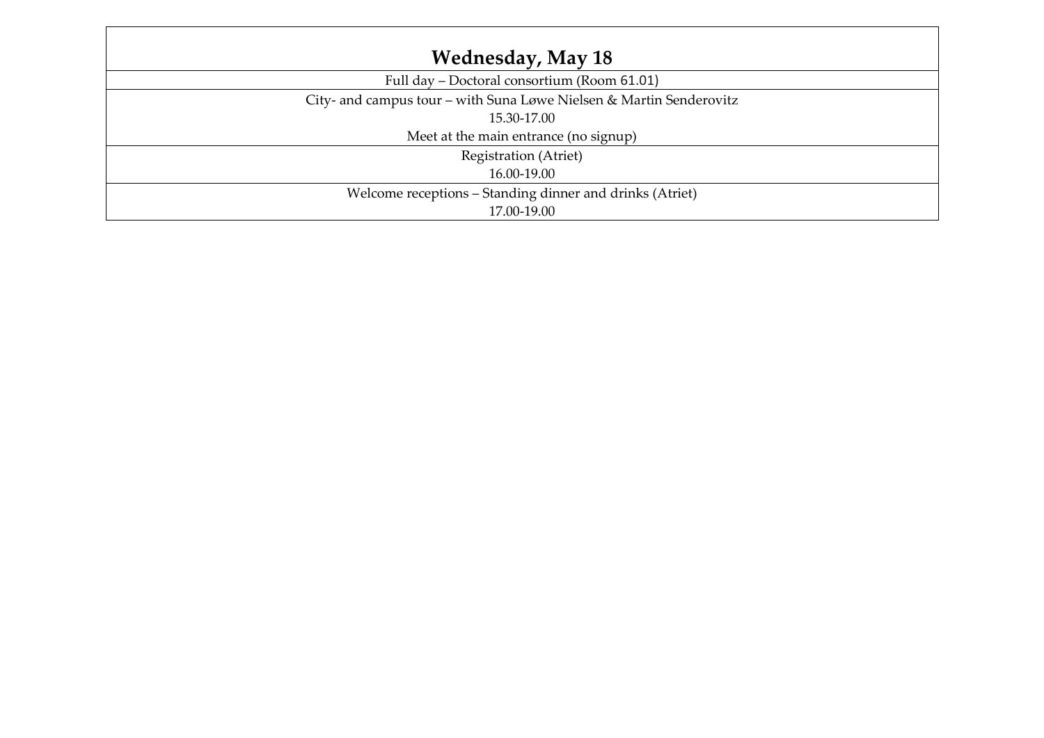| Wednesday, May 18 |
|---|
| Full day – Doctoral consortium (Room 61.01) |
| City- and campus tour – with Suna Løwe Nielsen & Martin Senderovitz<br>15.30-17.00<br>Meet at the main entrance (no signup) |
| Registration (Atriet)<br>16.00-19.00 |
| Welcome receptions – Standing dinner and drinks (Atriet)<br>17.00-19.00 |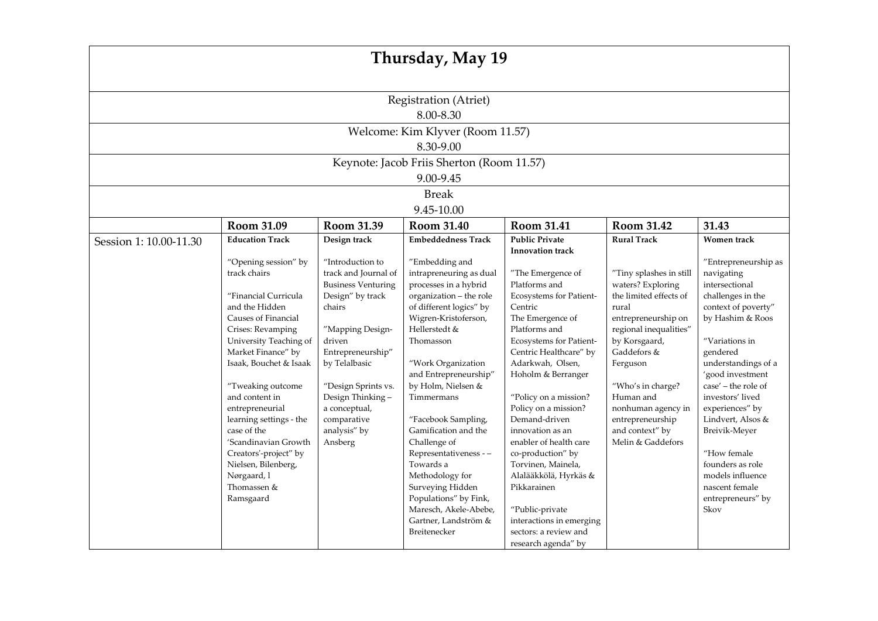# Thursday, May 19

Registration (Atriet)
8.00-8.30

Welcome: Kim Klyver (Room 11.57)
8.30-9.00

Keynote: Jacob Friis Sherton (Room 11.57)
9.00-9.45

Break
9.45-10.00

| | Room 31.09 | Room 31.39 | Room 31.40 | Room 31.41 | Room 31.42 | 31.43 |
|---|---|---|---|---|---|---|
| Session 1: 10.00-11.30 | **Education Track**<br><br>"Opening session" by track chairs<br><br>"Financial Curricula and the Hidden Causes of Financial Crises: Revamping University Teaching of Market Finance" by Isaak, Bouchet & Isaak<br><br>"Tweaking outcome and content in entrepreneurial learning settings - the case of the 'Scandinavian Growth Creators'-project" by Nielsen, Bilenberg, Nørgaard, l Thomassen & Ramsgaard | **Design track**<br><br>"Introduction to track and Journal of Business Venturing Design" by track chairs<br><br>"Mapping Design-driven Entrepreneurship" by Telalbasic<br><br>"Design Sprints vs. Design Thinking – a conceptual, comparative analysis" by Ansberg | **Embeddedness Track**<br><br>"Embedding and intrapreneuring as dual processes in a hybrid organization – the role of different logics" by Wigren-Kristoferson, Hellerstedt & Thomasson<br><br>"Work Organization and Entrepreneurship" by Holm, Nielsen & Timmermans<br><br>"Facebook Sampling, Gamification and the Challenge of Representativeness - – Towards a Methodology for Surveying Hidden Populations" by Fink, Maresch, Akele-Abebe, Gartner, Landström & Breitenecker | **Public Private Innovation track**<br><br>"The Emergence of Platforms and Ecosystems for Patient-Centric The Emergence of Platforms and Ecosystems for Patient-Centric Healthcare" by Adarkwah, Olsen, Hoholm & Berranger<br><br>"Policy on a mission? Policy on a mission? Demand-driven innovation as an enabler of health care co-production" by Torvinen, Mainela, Alalääkkölä, Hyrkäs & Pikkarainen<br><br>"Public-private interactions in emerging sectors: a review and research agenda" by | **Rural Track**<br><br>"Tiny splashes in still waters? Exploring the limited effects of rural entrepreneurship on regional inequalities" by Korsgaard, Gaddefors & Ferguson<br><br>"Who's in charge? Human and nonhuman agency in entrepreneurship and context" by Melin & Gaddefors | **Women track**<br><br>"Entrepreneurship as navigating intersectional challenges in the context of poverty" by Hashim & Roos<br><br>"Variations in gendered understandings of a 'good investment case' – the role of investors' lived experiences" by Lindvert, Alsos & Breivik-Meyer<br><br>"How female founders as role models influence nascent female entrepreneurs" by Skov |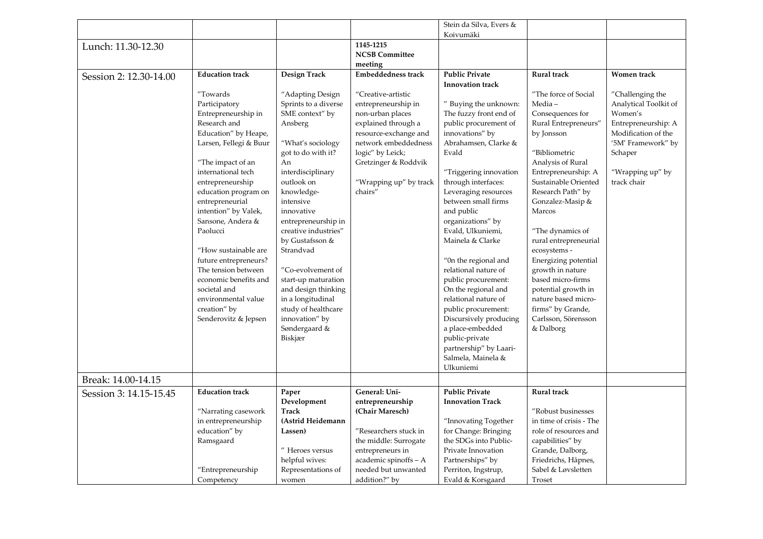| | | | | | | |
|---|---|---|---|---|---|---|
| | | | | Stein da Silva, Evers & Koivumäki | | |
| Lunch: 11.30-12.30 | | | **1145-1215 NCSB Committee meeting** | | | |
| Session 2: 12.30-14.00 | **Education track**<br><br>"Towards Participatory Entrepreneurship in Research and Education" by Heape, Larsen, Fellegi & Buur<br><br>"The impact of an international tech entrepreneurship education program on entrepreneurial intention" by Valek, Sansone, Andera & Paolucci<br><br>"How sustainable are future entrepreneurs? The tension between economic benefits and societal and environmental value creation" by Senderovitz & Jepsen | **Design Track**<br><br>"Adapting Design Sprints to a diverse SME context" by Ansberg<br><br>"What's sociology got to do with it? An interdisciplinary outlook on knowledge-intensive innovative entrepreneurship in creative industries" by Gustafsson & Strandvad<br><br>"Co-evolvement of start-up maturation and design thinking in a longitudinal study of healthcare innovation" by Søndergaard & Biskjær | **Embeddedness track**<br><br>"Creative-artistic entrepreneurship in non-urban places explained through a resource-exchange and network embeddedness logic" by Leick; Gretzinger & Roddvik<br><br>"Wrapping up" by track chairs" | **Public Private Innovation track**<br><br>" Buying the unknown: The fuzzy front end of public procurement of innovations" by Abrahamsen, Clarke & Evald<br><br>"Triggering innovation through interfaces: Leveraging resources between small firms and public organizations" by Evald, Ulkuniemi, Mainela & Clarke<br><br>"0n the regional and relational nature of public procurement: On the regional and relational nature of public procurement: Discursively producing a place-embedded public-private partnership" by Laari-Salmela, Mainela & Ulkuniemi | **Rural track**<br><br>"The force of Social Media – Consequences for Rural Entrepreneurs" by Jonsson<br><br>"Bibliometric Analysis of Rural Entrepreneurship: A Sustainable Oriented Research Path" by Gonzalez-Masip & Marcos<br><br>"The dynamics of rural entrepreneurial ecosystems - Energizing potential growth in nature based micro-firms potential growth in nature based micro-firms" by Grande, Carlsson, Sörensson & Dalborg | **Women track**<br><br>"Challenging the Analytical Toolkit of Women's Entrepreneurship: A Modification of the '5M' Framework" by Schaper<br><br>"Wrapping up" by track chair |
| Break: 14.00-14.15 | | | | | | |
| Session 3: 14.15-15.45 | **Education track**<br><br>"Narrating casework in entrepreneurship education" by Ramsgaard<br><br>"Entrepreneurship Competency | **Paper Development Track (Astrid Heidemann Lassen)**<br><br>" Heroes versus helpful wives: Representations of women | **General: Uni-entrepreneurship (Chair Maresch)**<br><br>"Researchers stuck in the middle: Surrogate entrepreneurs in academic spinoffs – A needed but unwanted addition?" by | **Public Private Innovation Track**<br><br>"Innovating Together for Change: Bringing the SDGs into Public-Private Innovation Partnerships" by Perriton, Ingstrup, Evald & Korsgaard | **Rural track**<br><br>"Robust businesses in time of crisis - The role of resources and capabilities" by Grande, Dalborg, Friedrichs, Håpnes, Sabel & Løvsletten Troset | |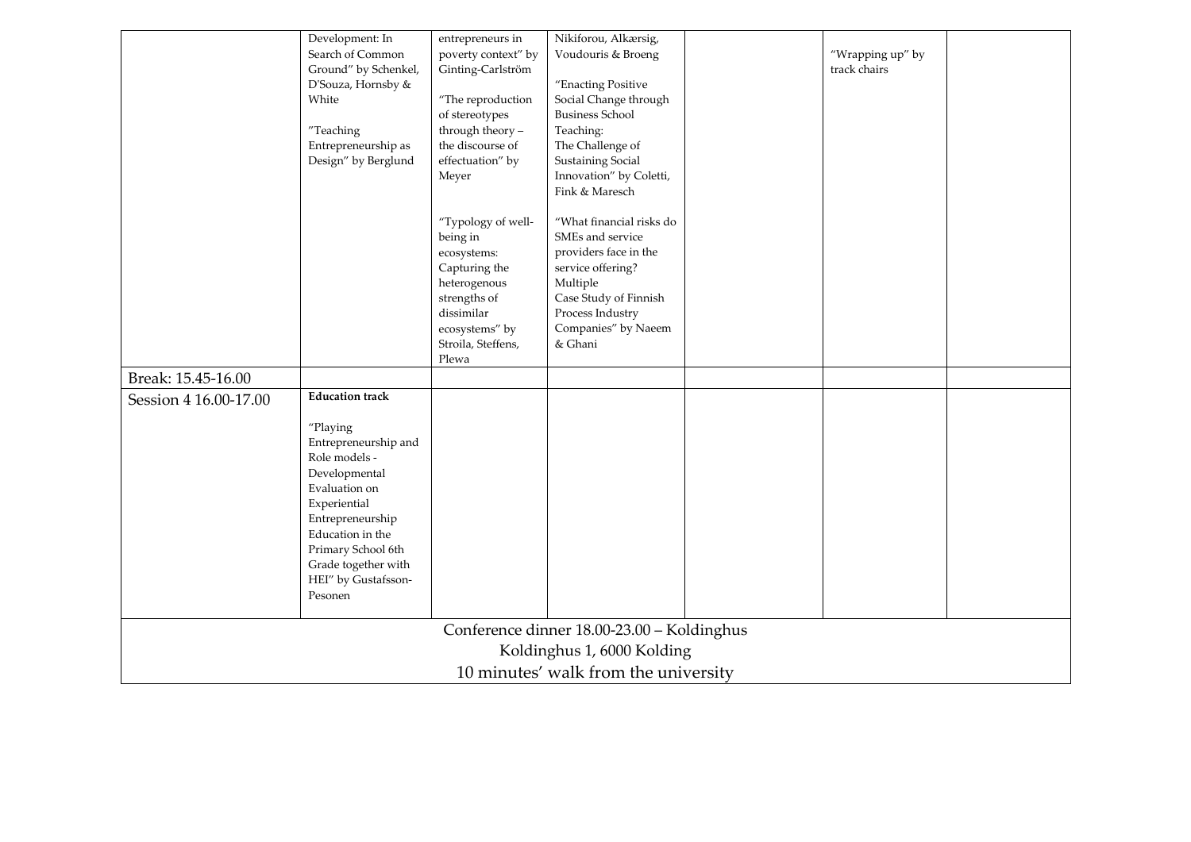| | | | | | | |
|---|---|---|---|---|---|---|
| | Development: In Search of Common Ground" by Schenkel, D'Souza, Hornsby & White<br><br>"Teaching Entrepreneurship as Design" by Berglund | entrepreneurs in poverty context" by Ginting-Carlström<br><br>"The reproduction of stereotypes through theory – the discourse of effectuation" by Meyer<br><br>"Typology of well-being in ecosystems: Capturing the heterogenous strengths of dissimilar ecosystems" by Stroila, Steffens, Plewa | Nikiforou, Alkærsig, Voudouris & Broeng<br><br>"Enacting Positive Social Change through Business School Teaching: The Challenge of Sustaining Social Innovation" by Coletti, Fink & Maresch<br><br>"What financial risks do SMEs and service providers face in the service offering? Multiple Case Study of Finnish Process Industry Companies" by Naeem & Ghani | | "Wrapping up" by track chairs | |
| Break: 15.45-16.00 | | | | | | |
| Session 4 16.00-17.00 | **Education track**<br><br>"Playing Entrepreneurship and Role models - Developmental Evaluation on Experiential Entrepreneurship Education in the Primary School 6th Grade together with HEI" by Gustafsson-Pesonen | | | | | |
| Conference dinner 18.00-23.00 – Koldinghus<br>Koldinghus 1, 6000 Kolding<br>10 minutes' walk from the university | | | | | | |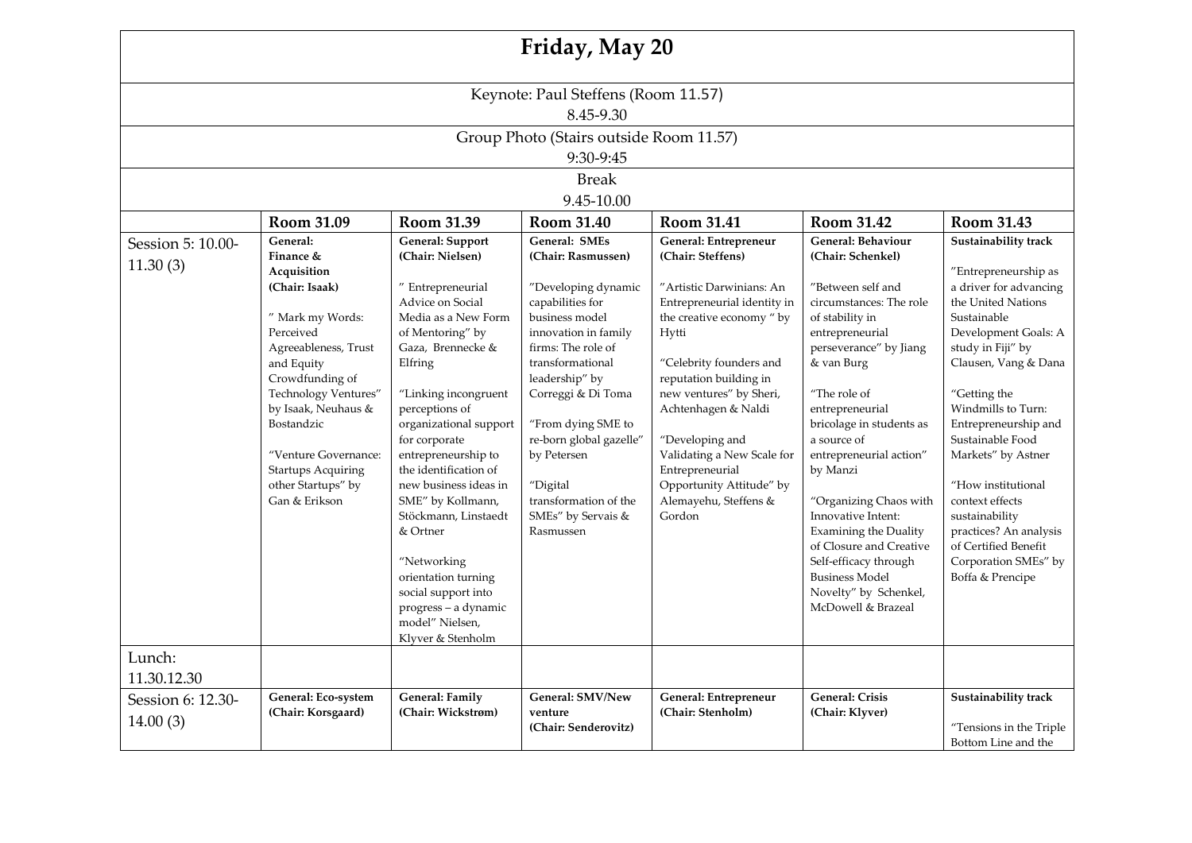# Friday, May 20

Keynote: Paul Steffens (Room 11.57)
8.45-9.30

Group Photo (Stairs outside Room 11.57)
9:30-9:45

Break
9.45-10.00

| | Room 31.09 | Room 31.39 | Room 31.40 | Room 31.41 | Room 31.42 | Room 31.43 |
|---|---|---|---|---|---|---|
| Session 5: 10.00-11.30 (3) | **General: Finance & Acquisition (Chair: Isaak)**<br><br>" Mark my Words: Perceived Agreeableness, Trust and Equity Crowdfunding of Technology Ventures" by Isaak, Neuhaus & Bostandzic<br><br>"Venture Governance: Startups Acquiring other Startups" by Gan & Erikson | **General: Support (Chair: Nielsen)**<br><br>" Entrepreneurial Advice on Social Media as a New Form of Mentoring" by Gaza, Brennecke & Elfring<br><br>"Linking incongruent perceptions of organizational support for corporate entrepreneurship to the identification of new business ideas in SME" by Kollmann, Stöckmann, Linstaedt & Ortner<br><br>"Networking orientation turning social support into progress – a dynamic model" Nielsen, Klyver & Stenholm | **General: SMEs (Chair: Rasmussen)**<br><br>"Developing dynamic capabilities for business model innovation in family firms: The role of transformational leadership" by Correggi & Di Toma<br><br>"From dying SME to re-born global gazelle" by Petersen<br><br>"Digital transformation of the SMEs" by Servais & Rasmussen | **General: Entrepreneur (Chair: Steffens)**<br><br>"Artistic Darwinians: An Entrepreneurial identity in the creative economy " by Hytti<br><br>"Celebrity founders and reputation building in new ventures" by Sheri, Achtenhagen & Naldi<br><br>"Developing and Validating a New Scale for Entrepreneurial Opportunity Attitude" by Alemayehu, Steffens & Gordon | **General: Behaviour (Chair: Schenkel)**<br><br>"Between self and circumstances: The role of stability in entrepreneurial perseverance" by Jiang & van Burg<br><br>"The role of entrepreneurial bricolage in students as a source of entrepreneurial action" by Manzi<br><br>"Organizing Chaos with Innovative Intent: Examining the Duality of Closure and Creative Self-efficacy through Business Model Novelty" by Schenkel, McDowell & Brazeal | **Sustainability track**<br><br>"Entrepreneurship as a driver for advancing the United Nations Sustainable Development Goals: A study in Fiji" by Clausen, Vang & Dana<br><br>"Getting the Windmills to Turn: Entrepreneurship and Sustainable Food Markets" by Astner<br><br>"How institutional context effects sustainability practices? An analysis of Certified Benefit Corporation SMEs" by Boffa & Principe |
| Lunch: 11.30.12.30 | | | | | | |
| Session 6: 12.30-14.00 (3) | **General: Eco-system (Chair: Korsgaard)** | **General: Family (Chair: Wickstrøm)** | **General: SMV/New venture (Chair: Senderovitz)** | **General: Entrepreneur (Chair: Stenholm)** | **General: Crisis (Chair: Klyver)** | **Sustainability track**<br><br>"Tensions in the Triple Bottom Line and the |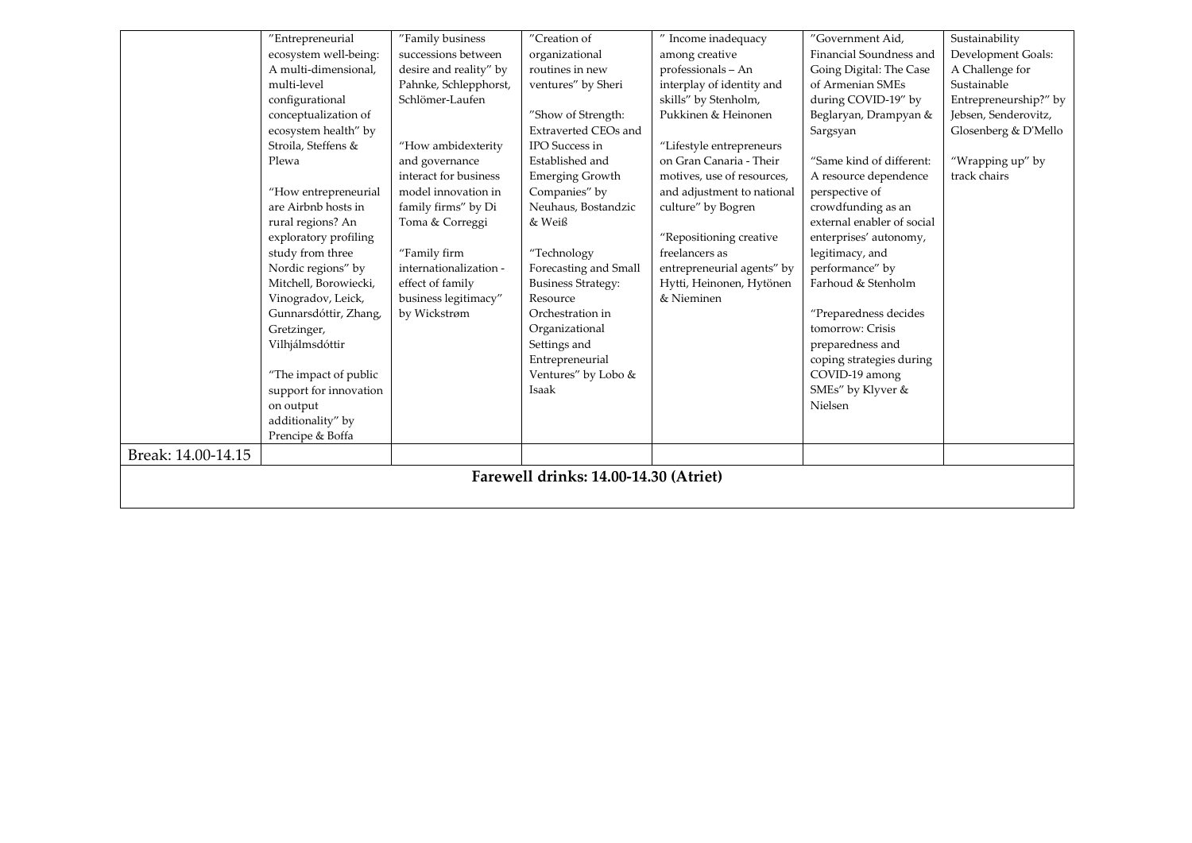| | | | | | | |
|---|---|---|---|---|---|---|
| | "Entrepreneurial ecosystem well-being: A multi-dimensional, multi-level configurational conceptualization of ecosystem health" by Stroila, Steffens & Plewa<br><br>"How entrepreneurial are Airbnb hosts in rural regions? An exploratory profiling study from three Nordic regions" by Mitchell, Borowiecki, Vinogradov, Leick, Gunnarsdóttir, Zhang, Gretzinger, Vilhjálmsdóttir<br><br>"The impact of public support for innovation on output additionality" by Prencipe & Boffa | "Family business successions between desire and reality" by Pahnke, Schlepphorst, Schlömer-Laufen<br><br>"How ambidexterity and governance interact for business model innovation in family firms" by Di Toma & Correggi<br><br>"Family firm internationalization - effect of family business legitimacy" by Wickstrøm | "Creation of organizational routines in new ventures" by Sheri<br><br>"Show of Strength: Extraverted CEOs and IPO Success in Established and Emerging Growth Companies" by Neuhaus, Bostandzic & Weiß<br><br>"Technology Forecasting and Small Business Strategy: Resource Orchestration in Organizational Settings and Entrepreneurial Ventures" by Lobo & Isaak | " Income inadequacy among creative professionals – An interplay of identity and skills" by Stenholm, Pukkinen & Heinonen<br><br>"Lifestyle entrepreneurs on Gran Canaria - Their motives, use of resources, and adjustment to national culture" by Bogren<br><br>"Repositioning creative freelancers as entrepreneurial agents" by Hytti, Heinonen, Hytönen & Nieminen | "Government Aid, Financial Soundness and Going Digital: The Case of Armenian SMEs during COVID-19" by Beglaryan, Drampyan & Sargsyan<br><br>"Same kind of different: A resource dependence perspective of crowdfunding as an external enabler of social enterprises' autonomy, legitimacy, and performance" by Farhoud & Stenholm<br><br>"Preparedness decides tomorrow: Crisis preparedness and coping strategies during COVID-19 among SMEs" by Klyver & Nielsen | Sustainability Development Goals: A Challenge for Sustainable Entrepreneurship?" by Jebsen, Senderovitz, Glosenberg & D'Mello<br><br>"Wrapping up" by track chairs |
| Break: 14.00-14.15 | | | | | | |

**Farewell drinks: 14.00-14.30 (Atriet)**